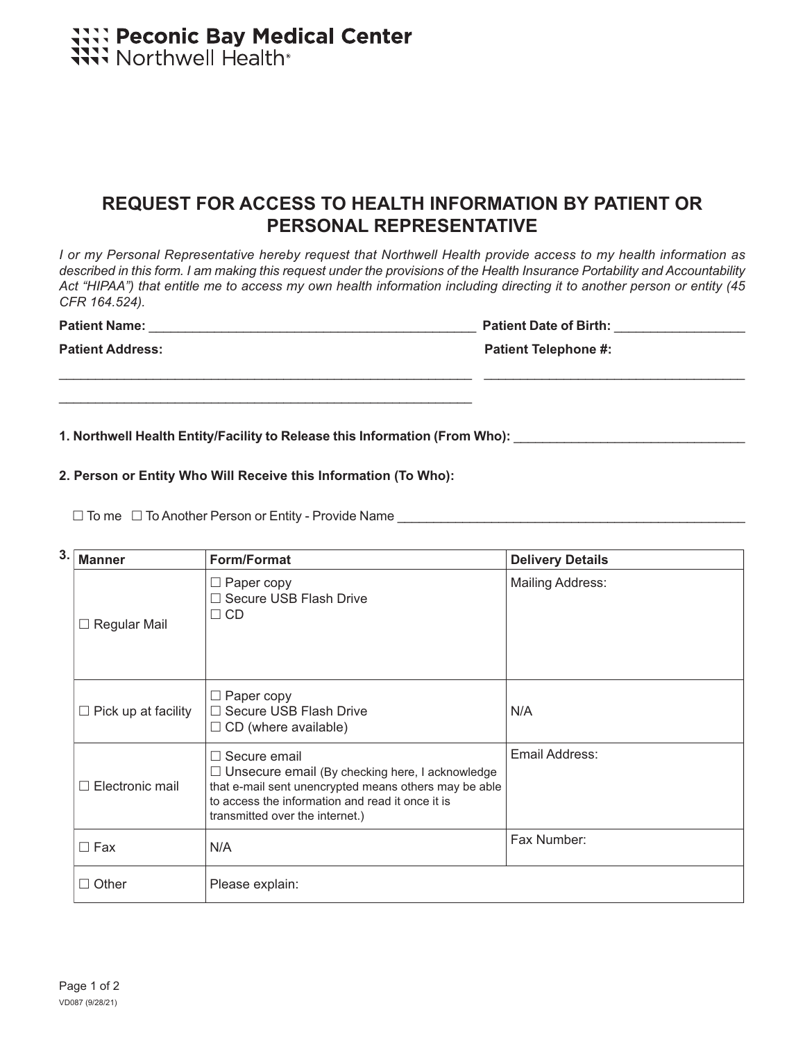Peconic Bay Medical Center
Northwell Health

# REQUEST FOR ACCESS TO HEALTH INFORMATION BY PATIENT OR PERSONAL REPRESENTATIVE

*I or my Personal Representative hereby request that Northwell Health provide access to my health information as described in this form. I am making this request under the provisions of the Health Insurance Portability and Accountability Act "HIPAA") that entitle me to access my own health information including directing it to another person or entity (45 CFR 164.524).*

**Patient Name:** ______________________________________________ **Patient Date of Birth:** __________________

**Patient Address:** ________________________________________________________

________________________________________________________

**Patient Telephone #:** ____________________________________

**1. Northwell Health Entity/Facility to Release this Information (From Who):** ________________________________

**2. Person or Entity Who Will Receive this Information (To Who):**

☐ To me ☐ To Another Person or Entity - Provide Name ________________________________________________

**3.**

| Manner | Form/Format | Delivery Details |
|---|---|---|
| ☐ Regular Mail | ☐ Paper copy<br>☐ Secure USB Flash Drive<br>☐ CD | Mailing Address: |
| ☐ Pick up at facility | ☐ Paper copy<br>☐ Secure USB Flash Drive<br>☐ CD (where available) | N/A |
| ☐ Electronic mail | ☐ Secure email<br>☐ Unsecure email (By checking here, I acknowledge that e-mail sent unencrypted means others may be able to access the information and read it once it is transmitted over the internet.) | Email Address: |
| ☐ Fax | N/A | Fax Number: |
| ☐ Other | Please explain: | |

VD087 (9/28/21)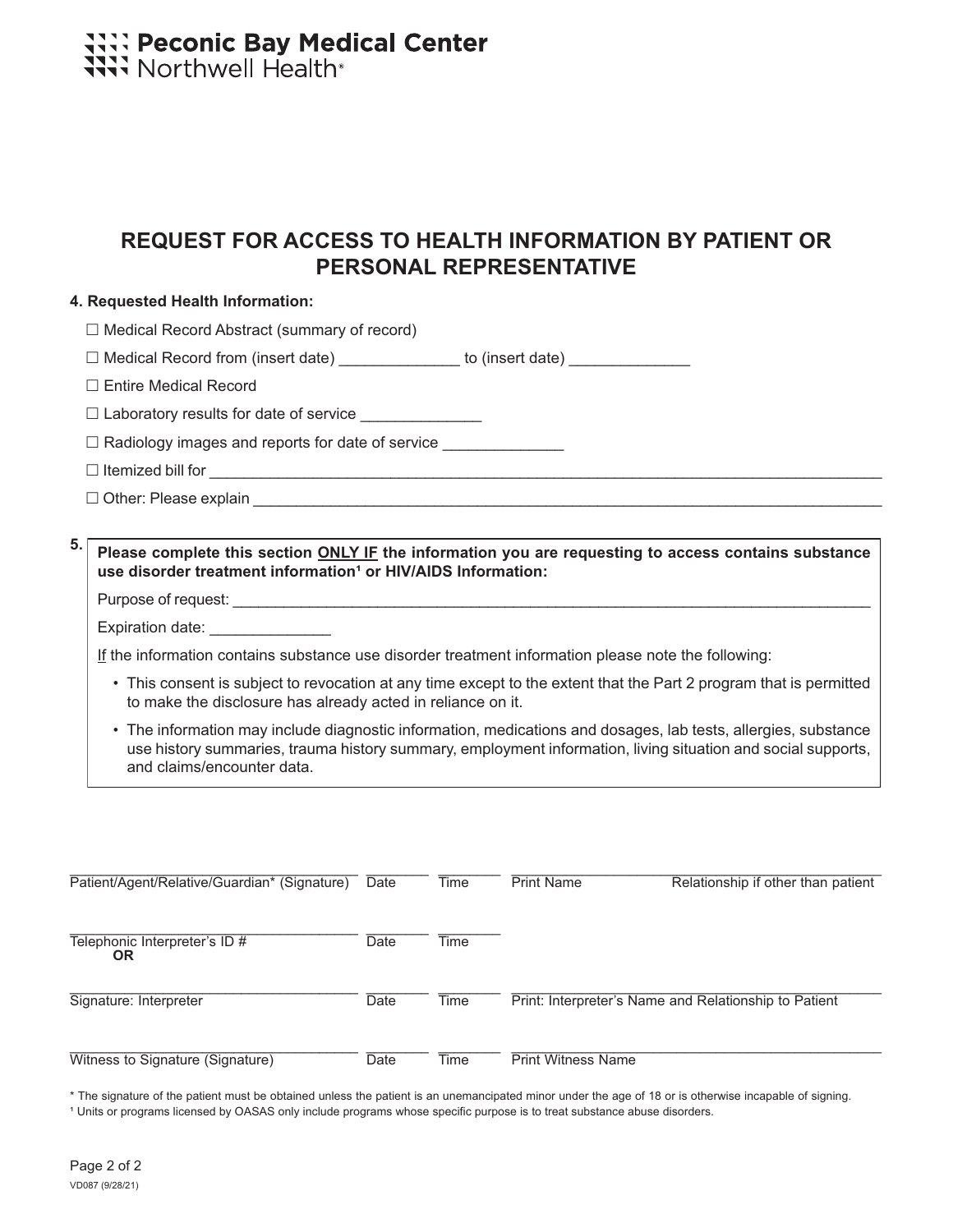Peconic Bay Medical Center
Northwell Health®

# REQUEST FOR ACCESS TO HEALTH INFORMATION BY PATIENT OR PERSONAL REPRESENTATIVE

**4. Requested Health Information:**

☐ Medical Record Abstract (summary of record)

☐ Medical Record from (insert date) _____________ to (insert date) _____________

☐ Entire Medical Record

☐ Laboratory results for date of service _____________

☐ Radiology images and reports for date of service _____________

☐ Itemized bill for ___________________________________________________________________________

☐ Other: Please explain ______________________________________________________________________

**5.** **Please complete this section ONLY IF the information you are requesting to access contains substance use disorder treatment information[1] or HIV/AIDS Information:**

Purpose of request: __________________________________________________________________________

Expiration date: _____________

If the information contains substance use disorder treatment information please note the following:

- This consent is subject to revocation at any time except to the extent that the Part 2 program that is permitted to make the disclosure has already acted in reliance on it.
- The information may include diagnostic information, medications and dosages, lab tests, allergies, substance use history summaries, trauma history summary, employment information, living situation and social supports, and claims/encounter data.

| | | | | |
|---|---|---|---|---|
| Patient/Agent/Relative/Guardian* (Signature) | Date | Time | Print Name | Relationship if other than patient |
| Telephonic Interpreter's ID # **OR** | Date | Time | | |
| Signature: Interpreter | Date | Time | Print: Interpreter's Name and Relationship to Patient | |
| Witness to Signature (Signature) | Date | Time | Print Witness Name | |

* The signature of the patient must be obtained unless the patient is an unemancipated minor under the age of 18 or is otherwise incapable of signing.

[1] Units or programs licensed by OASAS only include programs whose specific purpose is to treat substance abuse disorders.

VD087 (9/28/21)